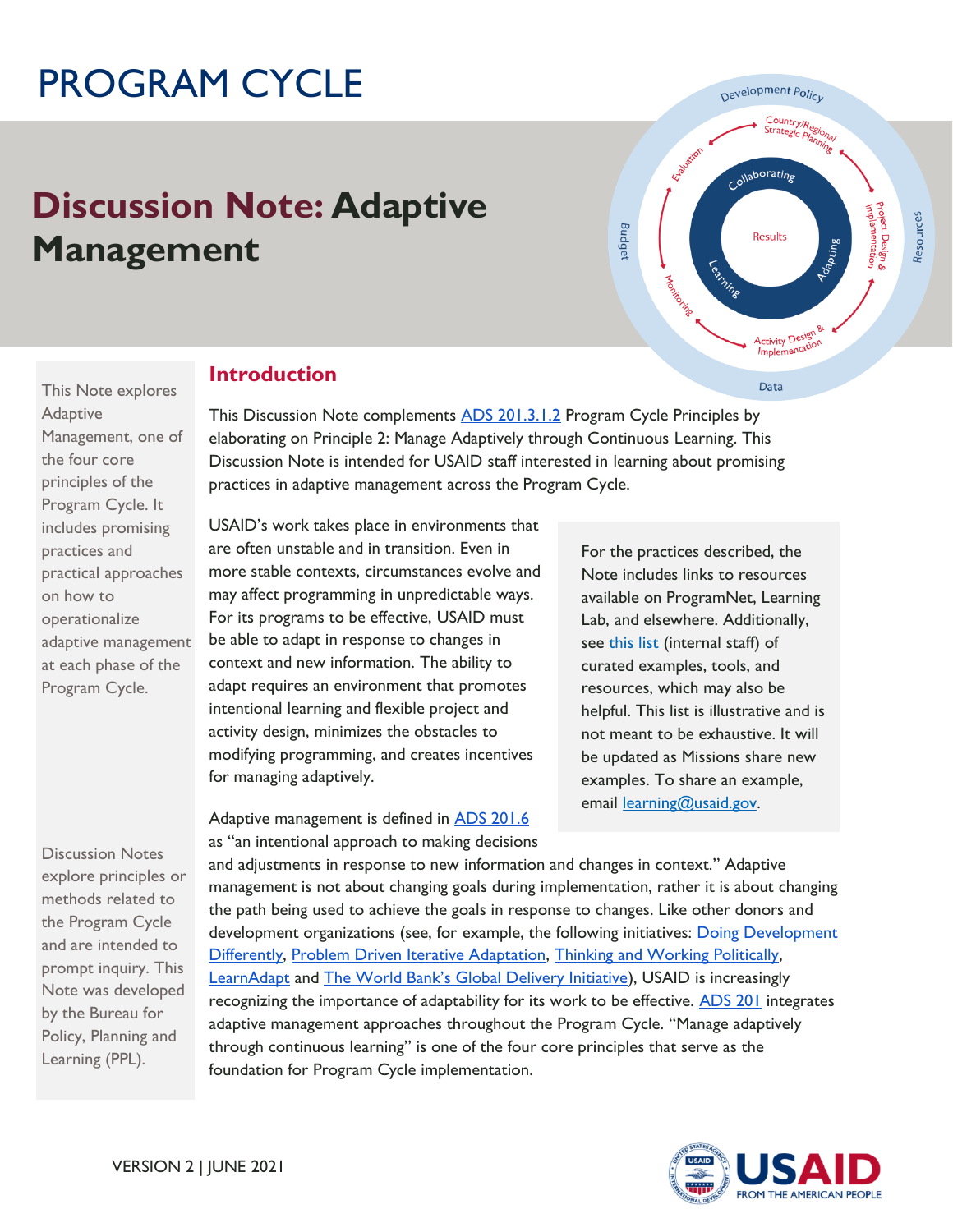# PROGRAM CYCLE

## Discussion Note: Adaptive Management

This Note explores Adaptive Management, one of the four core principles of the Program Cycle. It includes promising practices and practical approaches on how to operationalize adaptive management at each phase of the Program Cycle.

Discussion Notes explore principles or methods related to the Program Cycle and are intended to prompt inquiry. This Note was developed by the Bureau for Policy, Planning and Learning (PPL).

### Introduction

This Discussion Note complements [ADS 201.3.1.2](ADS 201.3.1.2) Program Cycle Principles by elaborating on Principle 2: Manage Adaptively through Continuous Learning. This Discussion Note is intended for USAID staff interested in learning about promising practices in adaptive management across the Program Cycle.

USAID's work takes place in environments that are often unstable and in transition. Even in more stable contexts, circumstances evolve and may affect programming in unpredictable ways. For its programs to be effective, USAID must be able to adapt in response to changes in context and new information. The ability to adapt requires an environment that promotes intentional learning and flexible project and activity design, minimizes the obstacles to modifying programming, and creates incentives for managing adaptively.

For the practices described, the Note includes links to resources available on ProgramNet, Learning Lab, and elsewhere. Additionally, see this list (internal staff) of curated examples, tools, and resources, which may also be helpful. This list is illustrative and is not meant to be exhaustive. It will be updated as Missions share new examples. To share an example, email learning@usaid.gov.

Adaptive management is defined in ADS 201.6 as "an intentional approach to making decisions and adjustments in response to new information and changes in context." Adaptive management is not about changing goals during implementation, rather it is about changing the path being used to achieve the goals in response to changes. Like other donors and development organizations (see, for example, the following initiatives: Doing Development Differently, Problem Driven Iterative Adaptation, Thinking and Working Politically, LearnAdapt and The World Bank's Global Delivery Initiative), USAID is increasingly recognizing the importance of adaptability for its work to be effective. ADS 201 integrates adaptive management approaches throughout the Program Cycle. "Manage adaptively through continuous learning" is one of the four core principles that serve as the foundation for Program Cycle implementation.

VERSION 2 | JUNE 2021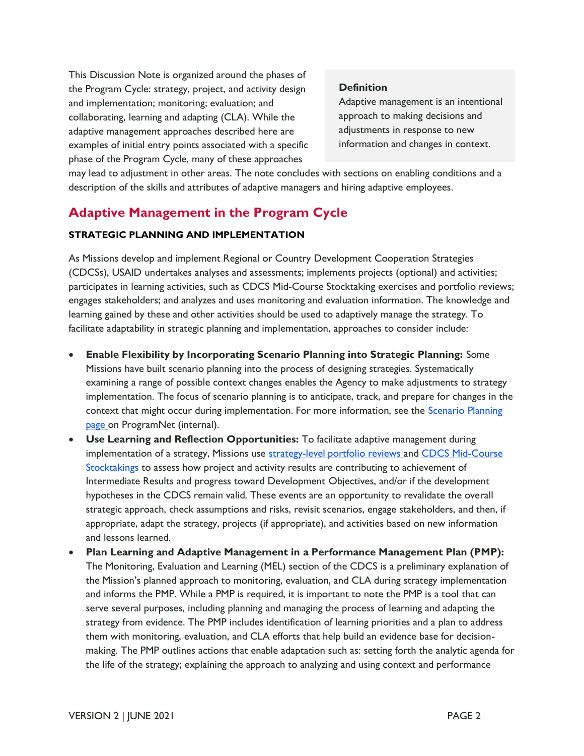This Discussion Note is organized around the phases of the Program Cycle: strategy, project, and activity design and implementation; monitoring; evaluation; and collaborating, learning and adapting (CLA). While the adaptive management approaches described here are examples of initial entry points associated with a specific phase of the Program Cycle, many of these approaches may lead to adjustment in other areas. The note concludes with sections on enabling conditions and a description of the skills and attributes of adaptive managers and hiring adaptive employees.

> **Definition**
> Adaptive management is an intentional approach to making decisions and adjustments in response to new information and changes in context.

## Adaptive Management in the Program Cycle

### STRATEGIC PLANNING AND IMPLEMENTATION

As Missions develop and implement Regional or Country Development Cooperation Strategies (CDCSs), USAID undertakes analyses and assessments; implements projects (optional) and activities; participates in learning activities, such as CDCS Mid-Course Stocktaking exercises and portfolio reviews; engages stakeholders; and analyzes and uses monitoring and evaluation information. The knowledge and learning gained by these and other activities should be used to adaptively manage the strategy. To facilitate adaptability in strategic planning and implementation, approaches to consider include:

- **Enable Flexibility by Incorporating Scenario Planning into Strategic Planning:** Some Missions have built scenario planning into the process of designing strategies. Systematically examining a range of possible context changes enables the Agency to make adjustments to strategy implementation. The focus of scenario planning is to anticipate, track, and prepare for changes in the context that might occur during implementation. For more information, see the Scenario Planning page on ProgramNet (internal).
- **Use Learning and Reflection Opportunities:** To facilitate adaptive management during implementation of a strategy, Missions use strategy-level portfolio reviews and CDCS Mid-Course Stocktakings to assess how project and activity results are contributing to achievement of Intermediate Results and progress toward Development Objectives, and/or if the development hypotheses in the CDCS remain valid. These events are an opportunity to revalidate the overall strategic approach, check assumptions and risks, revisit scenarios, engage stakeholders, and then, if appropriate, adapt the strategy, projects (if appropriate), and activities based on new information and lessons learned.
- **Plan Learning and Adaptive Management in a Performance Management Plan (PMP):** The Monitoring, Evaluation and Learning (MEL) section of the CDCS is a preliminary explanation of the Mission's planned approach to monitoring, evaluation, and CLA during strategy implementation and informs the PMP. While a PMP is required, it is important to note the PMP is a tool that can serve several purposes, including planning and managing the process of learning and adapting the strategy from evidence. The PMP includes identification of learning priorities and a plan to address them with monitoring, evaluation, and CLA efforts that help build an evidence base for decision-making. The PMP outlines actions that enable adaptation such as: setting forth the analytic agenda for the life of the strategy; explaining the approach to analyzing and using context and performance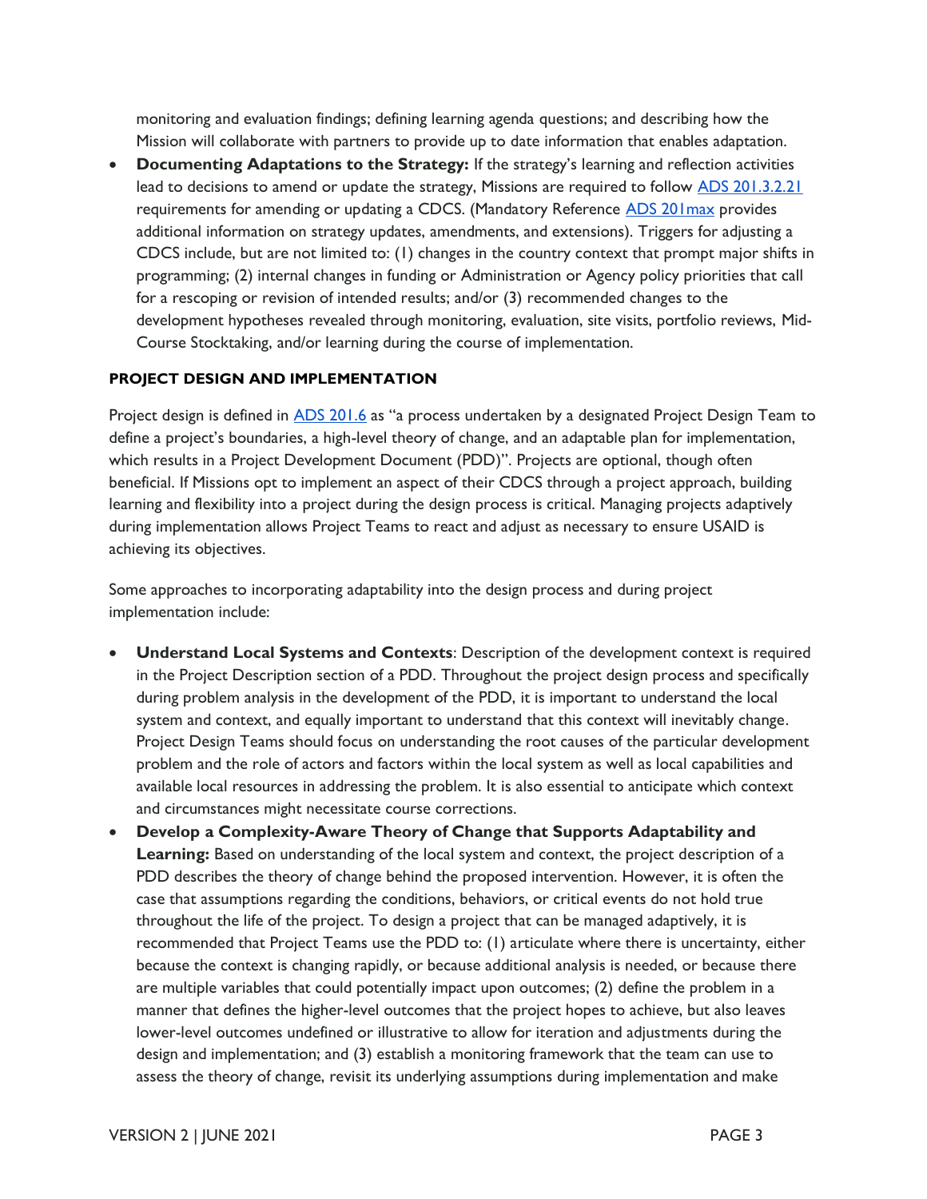monitoring and evaluation findings; defining learning agenda questions; and describing how the Mission will collaborate with partners to provide up to date information that enables adaptation.

- **Documenting Adaptations to the Strategy:** If the strategy's learning and reflection activities lead to decisions to amend or update the strategy, Missions are required to follow [ADS 201.3.2.21]() requirements for amending or updating a CDCS. (Mandatory Reference [ADS 201max]() provides additional information on strategy updates, amendments, and extensions). Triggers for adjusting a CDCS include, but are not limited to: (1) changes in the country context that prompt major shifts in programming; (2) internal changes in funding or Administration or Agency policy priorities that call for a rescoping or revision of intended results; and/or (3) recommended changes to the development hypotheses revealed through monitoring, evaluation, site visits, portfolio reviews, Mid-Course Stocktaking, and/or learning during the course of implementation.

**PROJECT DESIGN AND IMPLEMENTATION**

Project design is defined in [ADS 201.6]() as "a process undertaken by a designated Project Design Team to define a project's boundaries, a high-level theory of change, and an adaptable plan for implementation, which results in a Project Development Document (PDD)". Projects are optional, though often beneficial. If Missions opt to implement an aspect of their CDCS through a project approach, building learning and flexibility into a project during the design process is critical. Managing projects adaptively during implementation allows Project Teams to react and adjust as necessary to ensure USAID is achieving its objectives.

Some approaches to incorporating adaptability into the design process and during project implementation include:

- **Understand Local Systems and Contexts**: Description of the development context is required in the Project Description section of a PDD. Throughout the project design process and specifically during problem analysis in the development of the PDD, it is important to understand the local system and context, and equally important to understand that this context will inevitably change. Project Design Teams should focus on understanding the root causes of the particular development problem and the role of actors and factors within the local system as well as local capabilities and available local resources in addressing the problem. It is also essential to anticipate which context and circumstances might necessitate course corrections.
- **Develop a Complexity-Aware Theory of Change that Supports Adaptability and Learning:** Based on understanding of the local system and context, the project description of a PDD describes the theory of change behind the proposed intervention. However, it is often the case that assumptions regarding the conditions, behaviors, or critical events do not hold true throughout the life of the project. To design a project that can be managed adaptively, it is recommended that Project Teams use the PDD to: (1) articulate where there is uncertainty, either because the context is changing rapidly, or because additional analysis is needed, or because there are multiple variables that could potentially impact upon outcomes; (2) define the problem in a manner that defines the higher-level outcomes that the project hopes to achieve, but also leaves lower-level outcomes undefined or illustrative to allow for iteration and adjustments during the design and implementation; and (3) establish a monitoring framework that the team can use to assess the theory of change, revisit its underlying assumptions during implementation and make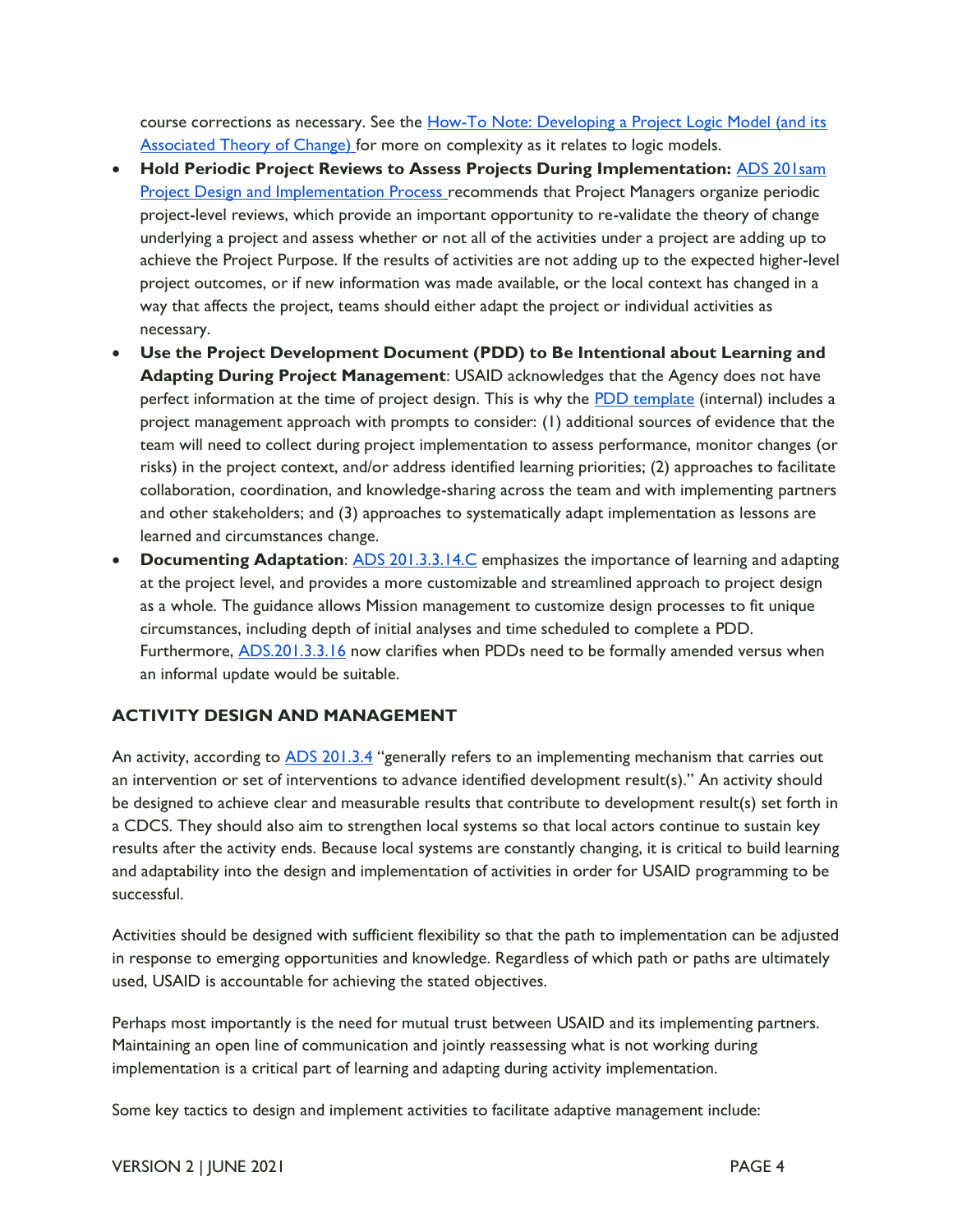course corrections as necessary. See the How-To Note: Developing a Project Logic Model (and its Associated Theory of Change) for more on complexity as it relates to logic models.

- **Hold Periodic Project Reviews to Assess Projects During Implementation:** ADS 201sam Project Design and Implementation Process recommends that Project Managers organize periodic project-level reviews, which provide an important opportunity to re-validate the theory of change underlying a project and assess whether or not all of the activities under a project are adding up to achieve the Project Purpose. If the results of activities are not adding up to the expected higher-level project outcomes, or if new information was made available, or the local context has changed in a way that affects the project, teams should either adapt the project or individual activities as necessary.
- **Use the Project Development Document (PDD) to Be Intentional about Learning and Adapting During Project Management**: USAID acknowledges that the Agency does not have perfect information at the time of project design. This is why the PDD template (internal) includes a project management approach with prompts to consider: (1) additional sources of evidence that the team will need to collect during project implementation to assess performance, monitor changes (or risks) in the project context, and/or address identified learning priorities; (2) approaches to facilitate collaboration, coordination, and knowledge-sharing across the team and with implementing partners and other stakeholders; and (3) approaches to systematically adapt implementation as lessons are learned and circumstances change.
- **Documenting Adaptation**: ADS 201.3.3.14.C emphasizes the importance of learning and adapting at the project level, and provides a more customizable and streamlined approach to project design as a whole. The guidance allows Mission management to customize design processes to fit unique circumstances, including depth of initial analyses and time scheduled to complete a PDD. Furthermore, ADS.201.3.3.16 now clarifies when PDDs need to be formally amended versus when an informal update would be suitable.

## ACTIVITY DESIGN AND MANAGEMENT

An activity, according to ADS 201.3.4 "generally refers to an implementing mechanism that carries out an intervention or set of interventions to advance identified development result(s)." An activity should be designed to achieve clear and measurable results that contribute to development result(s) set forth in a CDCS. They should also aim to strengthen local systems so that local actors continue to sustain key results after the activity ends. Because local systems are constantly changing, it is critical to build learning and adaptability into the design and implementation of activities in order for USAID programming to be successful.

Activities should be designed with sufficient flexibility so that the path to implementation can be adjusted in response to emerging opportunities and knowledge. Regardless of which path or paths are ultimately used, USAID is accountable for achieving the stated objectives.

Perhaps most importantly is the need for mutual trust between USAID and its implementing partners. Maintaining an open line of communication and jointly reassessing what is not working during implementation is a critical part of learning and adapting during activity implementation.

Some key tactics to design and implement activities to facilitate adaptive management include: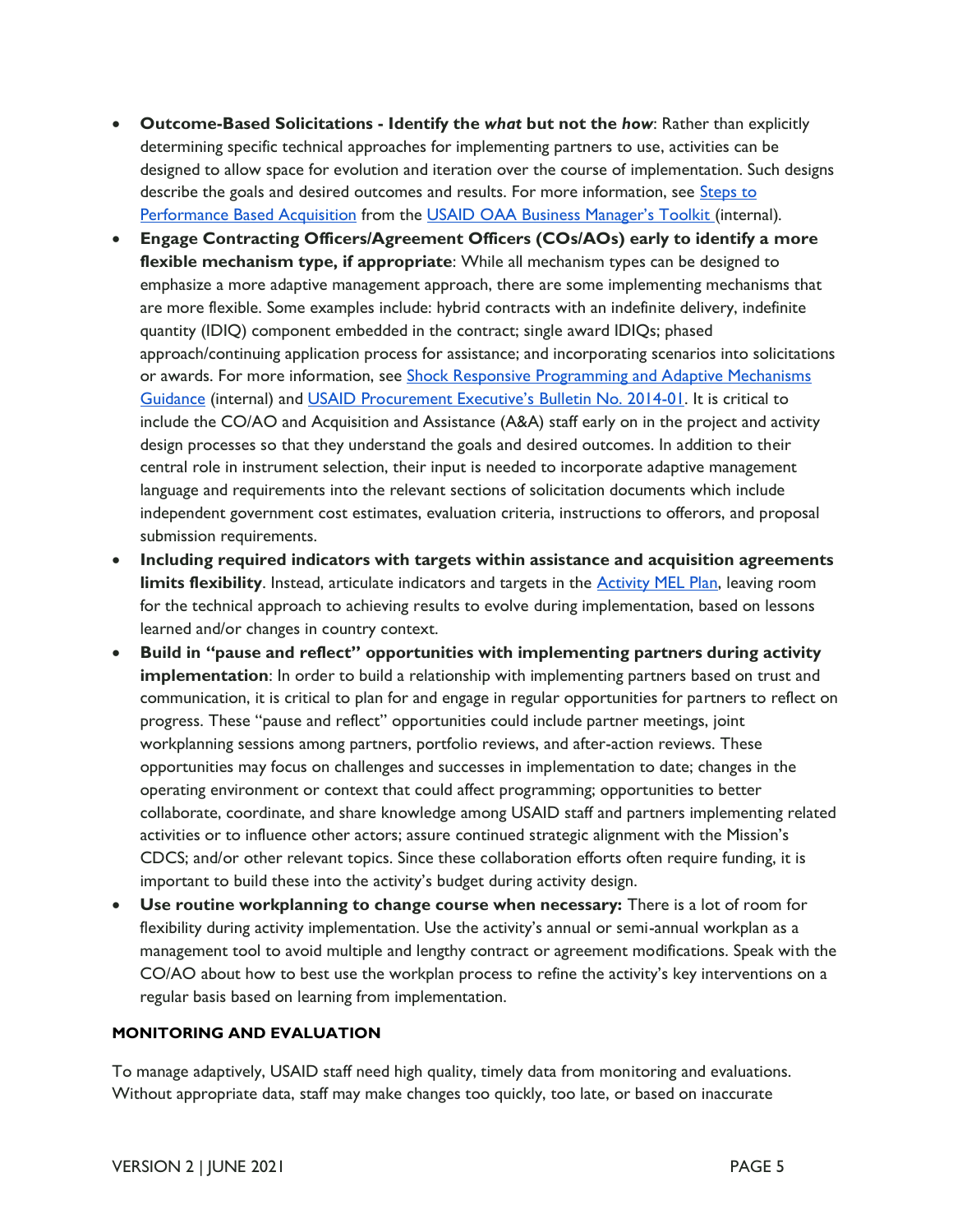- **Outcome-Based Solicitations - Identify the *what* but not the *how***: Rather than explicitly determining specific technical approaches for implementing partners to use, activities can be designed to allow space for evolution and iteration over the course of implementation. Such designs describe the goals and desired outcomes and results. For more information, see Steps to Performance Based Acquisition from the USAID OAA Business Manager's Toolkit (internal).
- **Engage Contracting Officers/Agreement Officers (COs/AOs) early to identify a more flexible mechanism type, if appropriate**: While all mechanism types can be designed to emphasize a more adaptive management approach, there are some implementing mechanisms that are more flexible. Some examples include: hybrid contracts with an indefinite delivery, indefinite quantity (IDIQ) component embedded in the contract; single award IDIQs; phased approach/continuing application process for assistance; and incorporating scenarios into solicitations or awards. For more information, see Shock Responsive Programming and Adaptive Mechanisms Guidance (internal) and USAID Procurement Executive's Bulletin No. 2014-01. It is critical to include the CO/AO and Acquisition and Assistance (A&A) staff early on in the project and activity design processes so that they understand the goals and desired outcomes. In addition to their central role in instrument selection, their input is needed to incorporate adaptive management language and requirements into the relevant sections of solicitation documents which include independent government cost estimates, evaluation criteria, instructions to offerors, and proposal submission requirements.
- **Including required indicators with targets within assistance and acquisition agreements limits flexibility**. Instead, articulate indicators and targets in the Activity MEL Plan, leaving room for the technical approach to achieving results to evolve during implementation, based on lessons learned and/or changes in country context.
- **Build in "pause and reflect" opportunities with implementing partners during activity implementation**: In order to build a relationship with implementing partners based on trust and communication, it is critical to plan for and engage in regular opportunities for partners to reflect on progress. These "pause and reflect" opportunities could include partner meetings, joint workplanning sessions among partners, portfolio reviews, and after-action reviews. These opportunities may focus on challenges and successes in implementation to date; changes in the operating environment or context that could affect programming; opportunities to better collaborate, coordinate, and share knowledge among USAID staff and partners implementing related activities or to influence other actors; assure continued strategic alignment with the Mission's CDCS; and/or other relevant topics. Since these collaboration efforts often require funding, it is important to build these into the activity's budget during activity design.
- **Use routine workplanning to change course when necessary:** There is a lot of room for flexibility during activity implementation. Use the activity's annual or semi-annual workplan as a management tool to avoid multiple and lengthy contract or agreement modifications. Speak with the CO/AO about how to best use the workplan process to refine the activity's key interventions on a regular basis based on learning from implementation.

### MONITORING AND EVALUATION

To manage adaptively, USAID staff need high quality, timely data from monitoring and evaluations. Without appropriate data, staff may make changes too quickly, too late, or based on inaccurate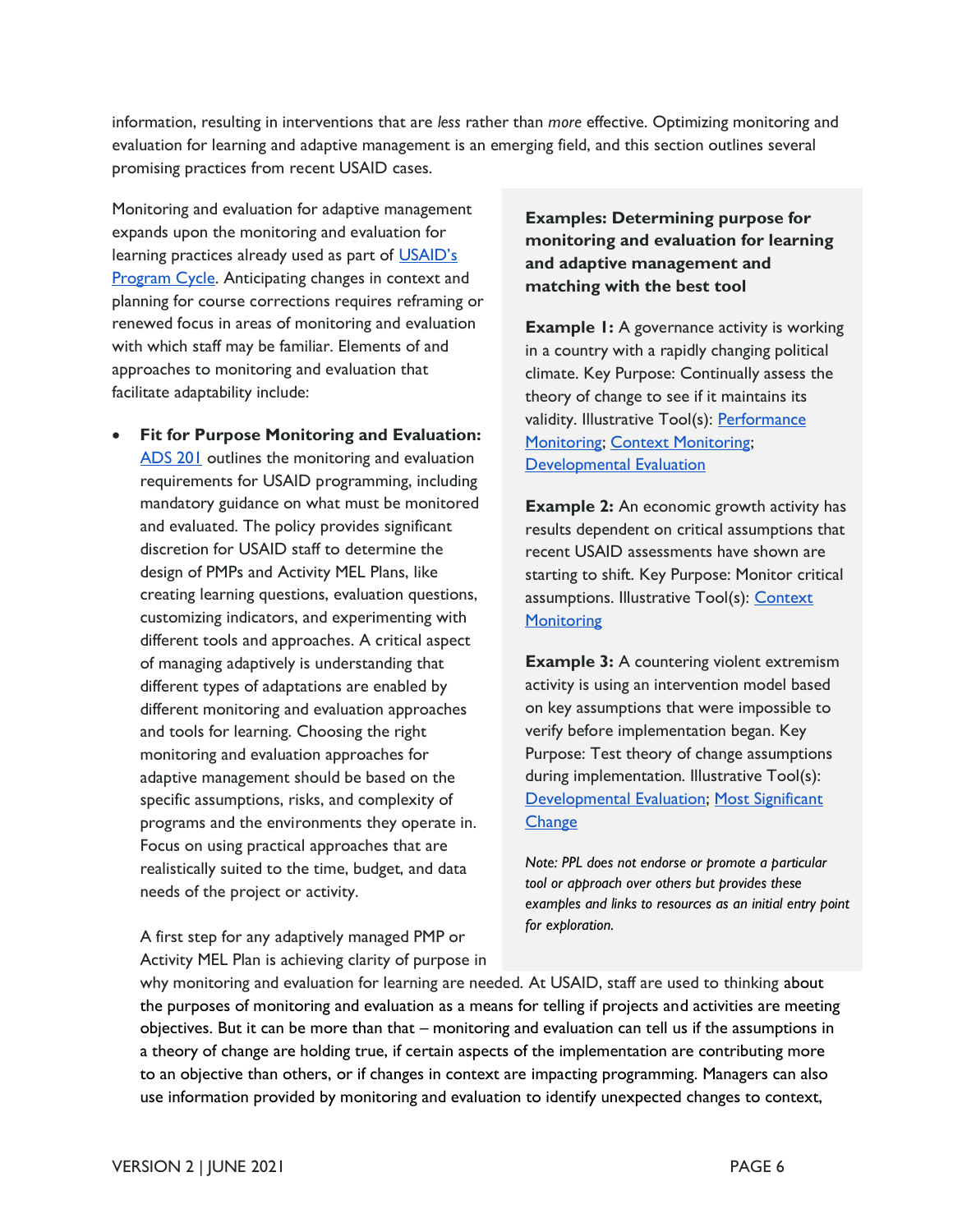information, resulting in interventions that are *less* rather than *more* effective. Optimizing monitoring and evaluation for learning and adaptive management is an emerging field, and this section outlines several promising practices from recent USAID cases.

Monitoring and evaluation for adaptive management expands upon the monitoring and evaluation for learning practices already used as part of [USAID's Program Cycle](). Anticipating changes in context and planning for course corrections requires reframing or renewed focus in areas of monitoring and evaluation with which staff may be familiar. Elements of and approaches to monitoring and evaluation that facilitate adaptability include:

- **Fit for Purpose Monitoring and Evaluation:** [ADS 201]() outlines the monitoring and evaluation requirements for USAID programming, including mandatory guidance on what must be monitored and evaluated. The policy provides significant discretion for USAID staff to determine the design of PMPs and Activity MEL Plans, like creating learning questions, evaluation questions, customizing indicators, and experimenting with different tools and approaches. A critical aspect of managing adaptively is understanding that different types of adaptations are enabled by different monitoring and evaluation approaches and tools for learning. Choosing the right monitoring and evaluation approaches for adaptive management should be based on the specific assumptions, risks, and complexity of programs and the environments they operate in. Focus on using practical approaches that are realistically suited to the time, budget, and data needs of the project or activity.

  A first step for any adaptively managed PMP or Activity MEL Plan is achieving clarity of purpose in why monitoring and evaluation for learning are needed. At USAID, staff are used to thinking about the purposes of monitoring and evaluation as a means for telling if projects and activities are meeting objectives. But it can be more than that – monitoring and evaluation can tell us if the assumptions in a theory of change are holding true, if certain aspects of the implementation are contributing more to an objective than others, or if changes in context are impacting programming. Managers can also use information provided by monitoring and evaluation to identify unexpected changes to context,

> **Examples: Determining purpose for monitoring and evaluation for learning and adaptive management and matching with the best tool**
>
> **Example 1:** A governance activity is working in a country with a rapidly changing political climate. Key Purpose: Continually assess the theory of change to see if it maintains its validity. Illustrative Tool(s): [Performance Monitoring](); [Context Monitoring](); [Developmental Evaluation]()
>
> **Example 2:** An economic growth activity has results dependent on critical assumptions that recent USAID assessments have shown are starting to shift. Key Purpose: Monitor critical assumptions. Illustrative Tool(s): [Context Monitoring]()
>
> **Example 3:** A countering violent extremism activity is using an intervention model based on key assumptions that were impossible to verify before implementation began. Key Purpose: Test theory of change assumptions during implementation. Illustrative Tool(s): [Developmental Evaluation](); [Most Significant Change]()
>
> *Note: PPL does not endorse or promote a particular tool or approach over others but provides these examples and links to resources as an initial entry point for exploration.*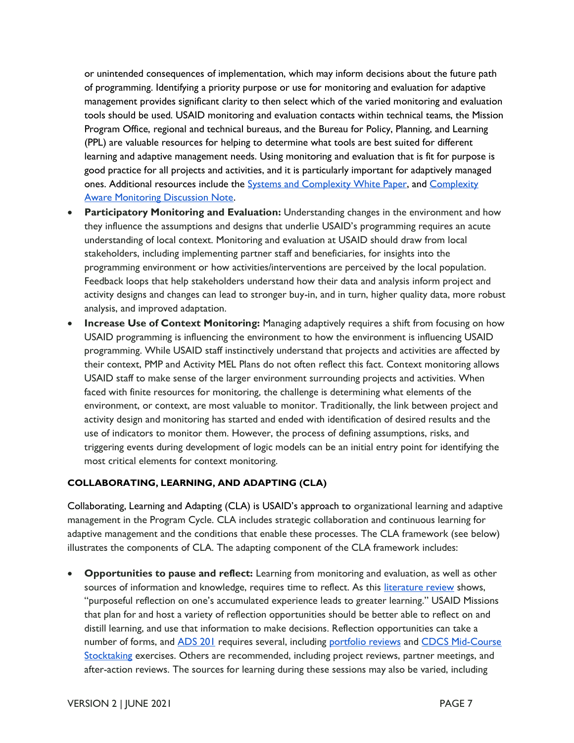or unintended consequences of implementation, which may inform decisions about the future path of programming. Identifying a priority purpose or use for monitoring and evaluation for adaptive management provides significant clarity to then select which of the varied monitoring and evaluation tools should be used. USAID monitoring and evaluation contacts within technical teams, the Mission Program Office, regional and technical bureaus, and the Bureau for Policy, Planning, and Learning (PPL) are valuable resources for helping to determine what tools are best suited for different learning and adaptive management needs. Using monitoring and evaluation that is fit for purpose is good practice for all projects and activities, and it is particularly important for adaptively managed ones. Additional resources include the [Systems and Complexity White Paper], and [Complexity Aware Monitoring Discussion Note].

- **Participatory Monitoring and Evaluation:** Understanding changes in the environment and how they influence the assumptions and designs that underlie USAID's programming requires an acute understanding of local context. Monitoring and evaluation at USAID should draw from local stakeholders, including implementing partner staff and beneficiaries, for insights into the programming environment or how activities/interventions are perceived by the local population. Feedback loops that help stakeholders understand how their data and analysis inform project and activity designs and changes can lead to stronger buy-in, and in turn, higher quality data, more robust analysis, and improved adaptation.
- **Increase Use of Context Monitoring:** Managing adaptively requires a shift from focusing on how USAID programming is influencing the environment to how the environment is influencing USAID programming. While USAID staff instinctively understand that projects and activities are affected by their context, PMP and Activity MEL Plans do not often reflect this fact. Context monitoring allows USAID staff to make sense of the larger environment surrounding projects and activities. When faced with finite resources for monitoring, the challenge is determining what elements of the environment, or context, are most valuable to monitor. Traditionally, the link between project and activity design and monitoring has started and ended with identification of desired results and the use of indicators to monitor them. However, the process of defining assumptions, risks, and triggering events during development of logic models can be an initial entry point for identifying the most critical elements for context monitoring.

## COLLABORATING, LEARNING, AND ADAPTING (CLA)

Collaborating, Learning and Adapting (CLA) is USAID's approach to organizational learning and adaptive management in the Program Cycle. CLA includes strategic collaboration and continuous learning for adaptive management and the conditions that enable these processes. The CLA framework (see below) illustrates the components of CLA. The adapting component of the CLA framework includes:

- **Opportunities to pause and reflect:** Learning from monitoring and evaluation, as well as other sources of information and knowledge, requires time to reflect. As this [literature review] shows, "purposeful reflection on one's accumulated experience leads to greater learning." USAID Missions that plan for and host a variety of reflection opportunities should be better able to reflect on and distill learning, and use that information to make decisions. Reflection opportunities can take a number of forms, and [ADS 201] requires several, including [portfolio reviews] and [CDCS Mid-Course Stocktaking] exercises. Others are recommended, including project reviews, partner meetings, and after-action reviews. The sources for learning during these sessions may also be varied, including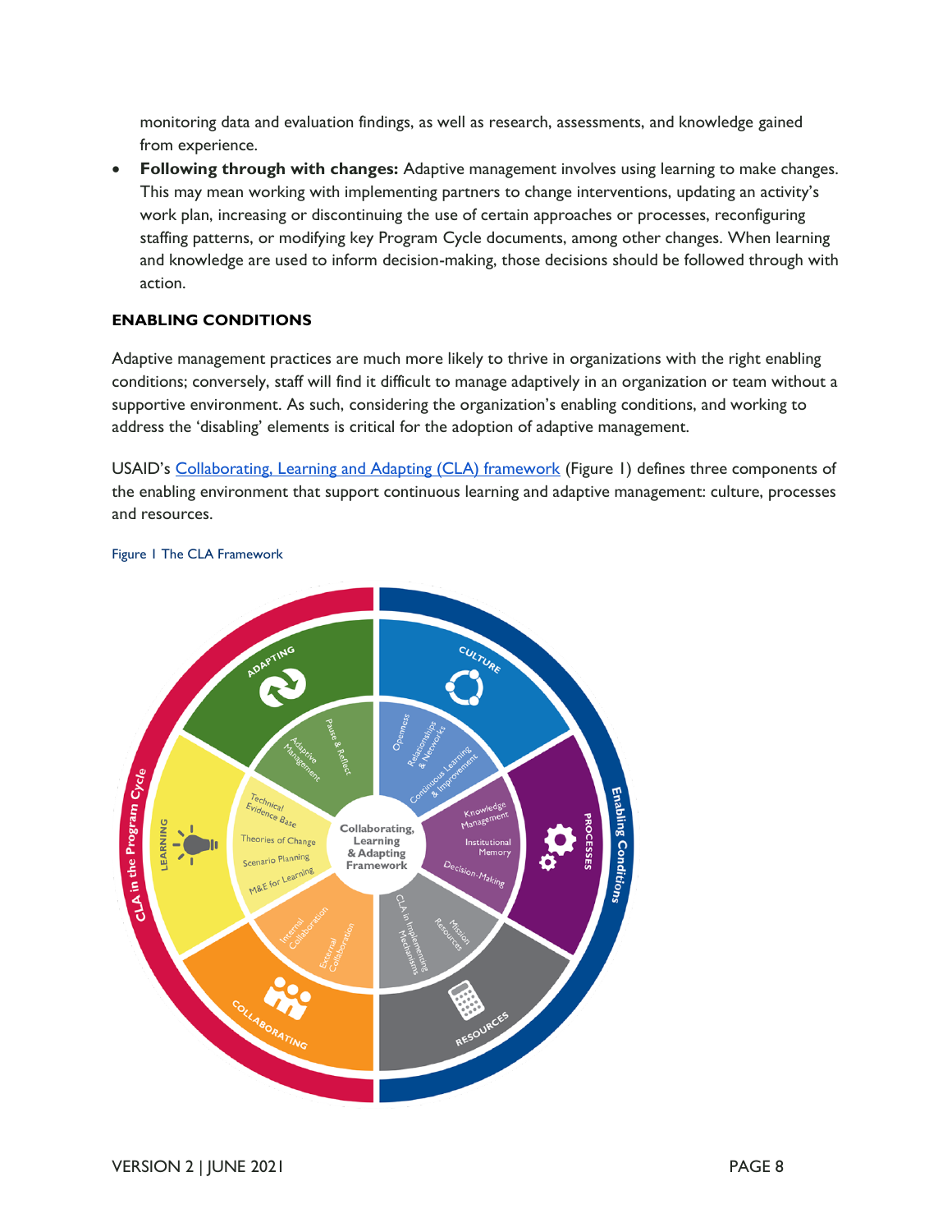monitoring data and evaluation findings, as well as research, assessments, and knowledge gained from experience.

- **Following through with changes:** Adaptive management involves using learning to make changes. This may mean working with implementing partners to change interventions, updating an activity's work plan, increasing or discontinuing the use of certain approaches or processes, reconfiguring staffing patterns, or modifying key Program Cycle documents, among other changes. When learning and knowledge are used to inform decision-making, those decisions should be followed through with action.

### ENABLING CONDITIONS

Adaptive management practices are much more likely to thrive in organizations with the right enabling conditions; conversely, staff will find it difficult to manage adaptively in an organization or team without a supportive environment. As such, considering the organization's enabling conditions, and working to address the 'disabling' elements is critical for the adoption of adaptive management.

USAID's Collaborating, Learning and Adapting (CLA) framework (Figure 1) defines three components of the enabling environment that support continuous learning and adaptive management: culture, processes and resources.

Figure 1 The CLA Framework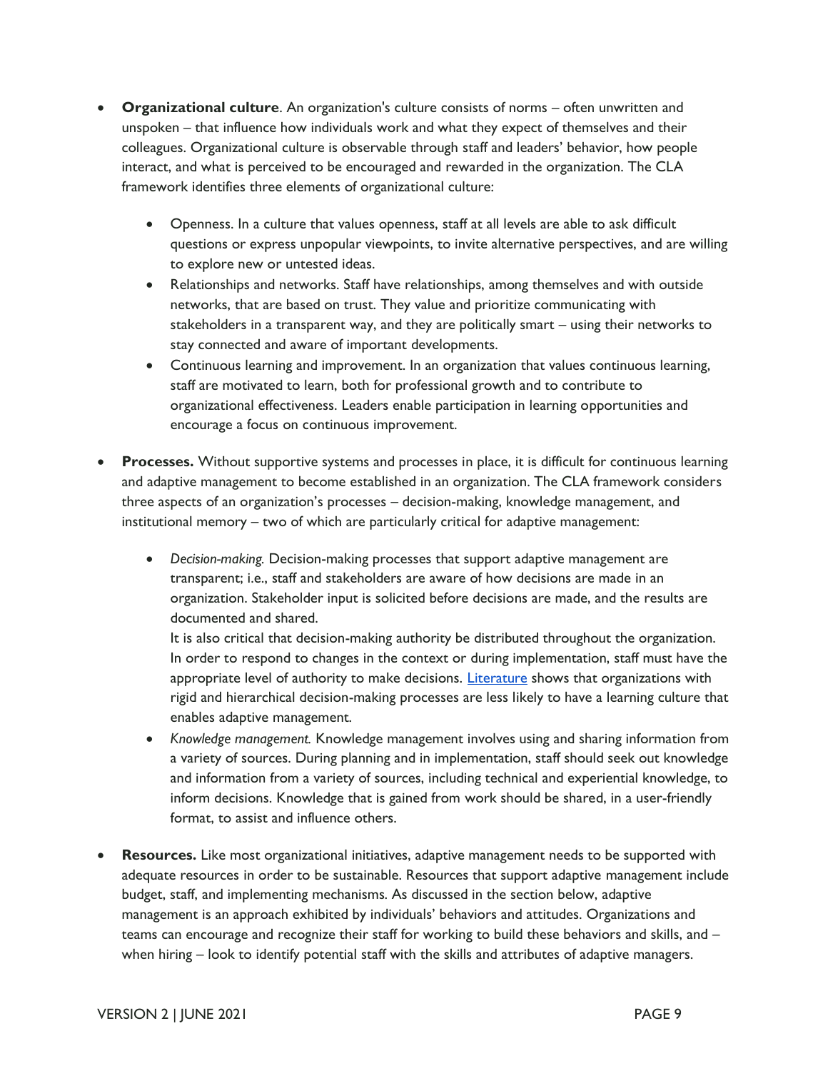- **Organizational culture**. An organization's culture consists of norms – often unwritten and unspoken – that influence how individuals work and what they expect of themselves and their colleagues. Organizational culture is observable through staff and leaders' behavior, how people interact, and what is perceived to be encouraged and rewarded in the organization. The CLA framework identifies three elements of organizational culture:

    - Openness. In a culture that values openness, staff at all levels are able to ask difficult questions or express unpopular viewpoints, to invite alternative perspectives, and are willing to explore new or untested ideas.
    - Relationships and networks. Staff have relationships, among themselves and with outside networks, that are based on trust. They value and prioritize communicating with stakeholders in a transparent way, and they are politically smart – using their networks to stay connected and aware of important developments.
    - Continuous learning and improvement. In an organization that values continuous learning, staff are motivated to learn, both for professional growth and to contribute to organizational effectiveness. Leaders enable participation in learning opportunities and encourage a focus on continuous improvement.

- **Processes.** Without supportive systems and processes in place, it is difficult for continuous learning and adaptive management to become established in an organization. The CLA framework considers three aspects of an organization's processes – decision-making, knowledge management, and institutional memory – two of which are particularly critical for adaptive management:

    - *Decision-making.* Decision-making processes that support adaptive management are transparent; i.e., staff and stakeholders are aware of how decisions are made in an organization. Stakeholder input is solicited before decisions are made, and the results are documented and shared.
      It is also critical that decision-making authority be distributed throughout the organization. In order to respond to changes in the context or during implementation, staff must have the appropriate level of authority to make decisions. Literature shows that organizations with rigid and hierarchical decision-making processes are less likely to have a learning culture that enables adaptive management.
    - *Knowledge management.* Knowledge management involves using and sharing information from a variety of sources. During planning and in implementation, staff should seek out knowledge and information from a variety of sources, including technical and experiential knowledge, to inform decisions. Knowledge that is gained from work should be shared, in a user-friendly format, to assist and influence others.

- **Resources.** Like most organizational initiatives, adaptive management needs to be supported with adequate resources in order to be sustainable. Resources that support adaptive management include budget, staff, and implementing mechanisms. As discussed in the section below, adaptive management is an approach exhibited by individuals' behaviors and attitudes. Organizations and teams can encourage and recognize their staff for working to build these behaviors and skills, and – when hiring – look to identify potential staff with the skills and attributes of adaptive managers.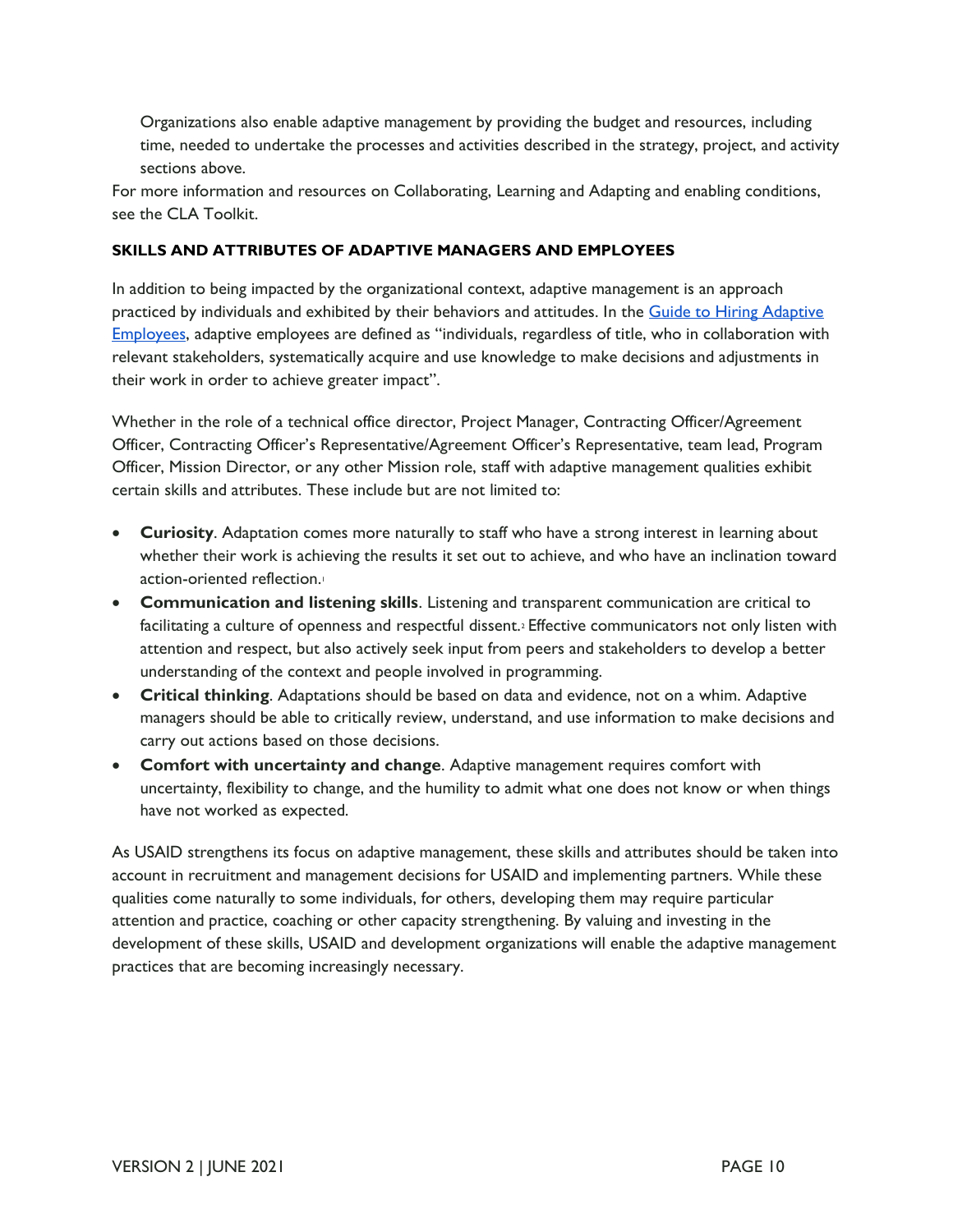Organizations also enable adaptive management by providing the budget and resources, including time, needed to undertake the processes and activities described in the strategy, project, and activity sections above.

For more information and resources on Collaborating, Learning and Adapting and enabling conditions, see the CLA Toolkit.

### SKILLS AND ATTRIBUTES OF ADAPTIVE MANAGERS AND EMPLOYEES

In addition to being impacted by the organizational context, adaptive management is an approach practiced by individuals and exhibited by their behaviors and attitudes. In the Guide to Hiring Adaptive Employees, adaptive employees are defined as "individuals, regardless of title, who in collaboration with relevant stakeholders, systematically acquire and use knowledge to make decisions and adjustments in their work in order to achieve greater impact".

Whether in the role of a technical office director, Project Manager, Contracting Officer/Agreement Officer, Contracting Officer's Representative/Agreement Officer's Representative, team lead, Program Officer, Mission Director, or any other Mission role, staff with adaptive management qualities exhibit certain skills and attributes. These include but are not limited to:

- **Curiosity**. Adaptation comes more naturally to staff who have a strong interest in learning about whether their work is achieving the results it set out to achieve, and who have an inclination toward action-oriented reflection.[1]
- **Communication and listening skills**. Listening and transparent communication are critical to facilitating a culture of openness and respectful dissent.[2] Effective communicators not only listen with attention and respect, but also actively seek input from peers and stakeholders to develop a better understanding of the context and people involved in programming.
- **Critical thinking**. Adaptations should be based on data and evidence, not on a whim. Adaptive managers should be able to critically review, understand, and use information to make decisions and carry out actions based on those decisions.
- **Comfort with uncertainty and change**. Adaptive management requires comfort with uncertainty, flexibility to change, and the humility to admit what one does not know or when things have not worked as expected.

As USAID strengthens its focus on adaptive management, these skills and attributes should be taken into account in recruitment and management decisions for USAID and implementing partners. While these qualities come naturally to some individuals, for others, developing them may require particular attention and practice, coaching or other capacity strengthening. By valuing and investing in the development of these skills, USAID and development organizations will enable the adaptive management practices that are becoming increasingly necessary.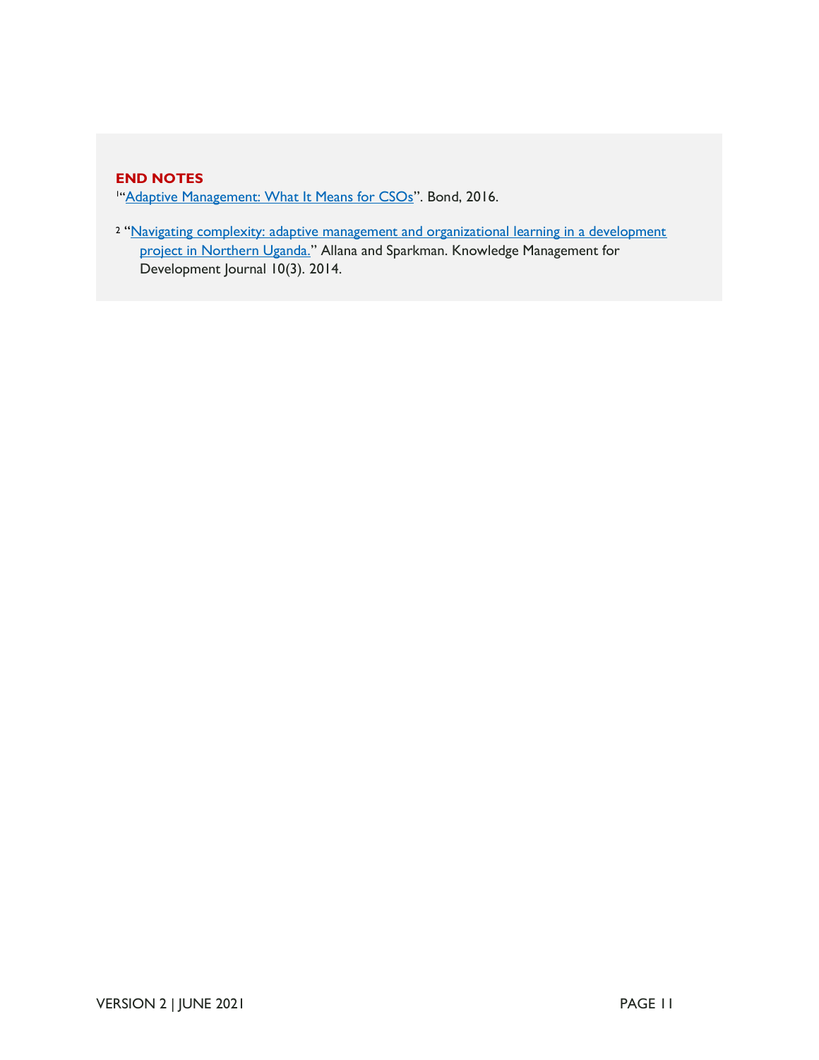## END NOTES

[1]"Adaptive Management: What It Means for CSOs". Bond, 2016.

[2] "Navigating complexity: adaptive management and organizational learning in a development project in Northern Uganda." Allana and Sparkman. Knowledge Management for Development Journal 10(3). 2014.